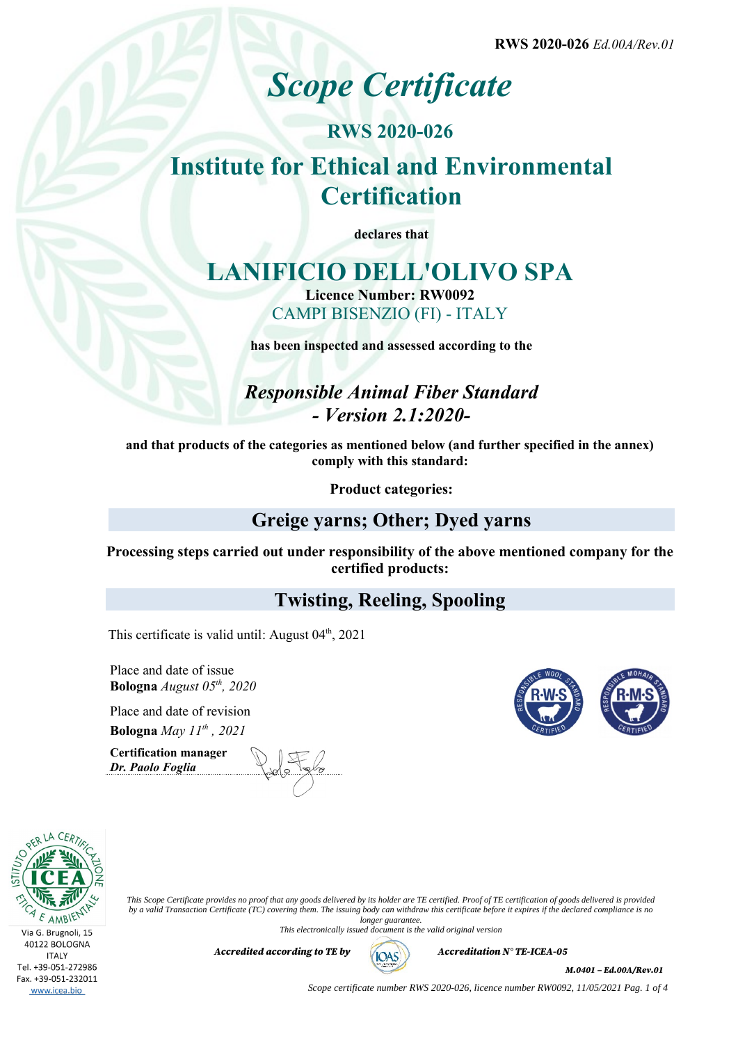RWS 2020-026 *Ed.00A/Rev.01*

# *Scope Certificate*

## RWS 2020-026

## Institute for Ethical and Environmental Certification

**declares that**

# LANIFICIO DELL'OLIVO SPA

**Licence Number: RW0092**

CAMPI BISENZIO (FI) - ITALY

**has been inspected and assessed according to the**

### *Responsible Animal Fiber Standard - Version 2.1:2020-*

**and that products of the categories as mentioned below (and further specified in the annex) comply with this standard:**

**Product categories:**

## Greige yarns; Other; Dyed yarns

**Processing steps carried out under responsibility of the above mentioned company for the certified products:**

## Twisting, Reeling, Spooling

This certificate is valid until: August 04th, 2021

Place and date of issue
**Bologna** *August 05th, 2020*

Place and date of revision
**Bologna** *May 11th , 2021*

**Certification manager**
***Dr. Paolo Foglia***

Via G. Brugnoli, 15
40122 BOLOGNA
ITALY
Tel. +39-051-272986
Fax. +39-051-232011
www.icea.bio

*This Scope Certificate provides no proof that any goods delivered by its holder are TE certified. Proof of TE certification of goods delivered is provided by a valid Transaction Certificate (TC) covering them. The issuing body can withdraw this certificate before it expires if the declared compliance is no longer guarantee.*
*This electronically issued document is the valid original version*

***Accredited according to TE by*** ***Accreditation N° TE-ICEA-05***

***M.0401 – Ed.00A/Rev.01***

*Scope certificate number RWS 2020-026, licence number RW0092, 11/05/2021*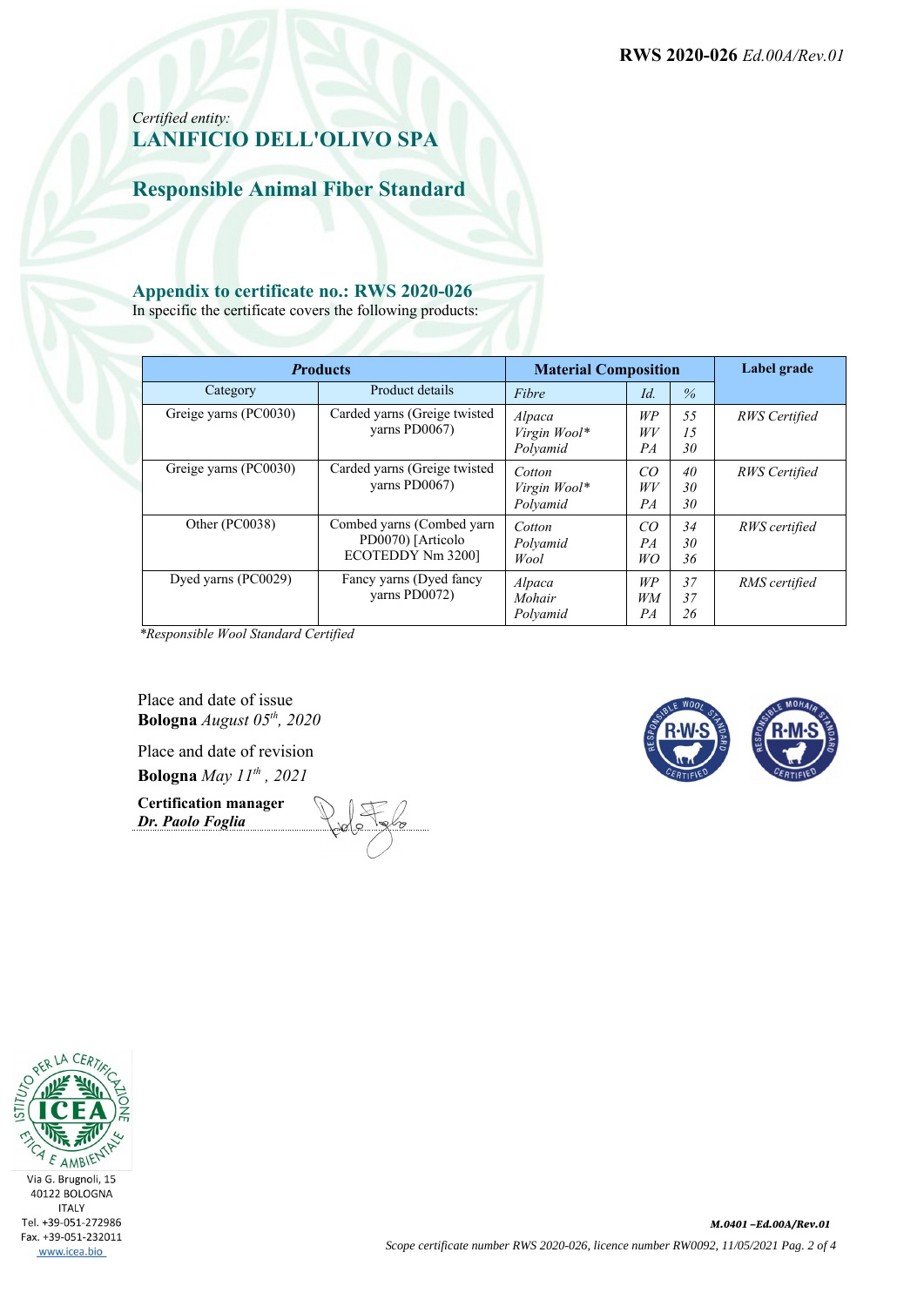RWS 2020-026 *Ed.00A/Rev.01*

*Certified entity:*

## LANIFICIO DELL'OLIVO SPA

## Responsible Animal Fiber Standard

### Appendix to certificate no.: RWS 2020-026

In specific the certificate covers the following products:

| *Products* | | Material Composition | | | Label grade |
|---|---|---|---|---|---|
| Category | Product details | *Fibre* | *Id.* | *%* | |
| Greige yarns (PC0030) | Carded yarns (Greige twisted yarns PD0067) | *Alpaca*<br>*Virgin Wool**<br>*Polyamid* | *WP*<br>*WV*<br>*PA* | *55*<br>*15*<br>*30* | *RWS Certified* |
| Greige yarns (PC0030) | Carded yarns (Greige twisted yarns PD0067) | *Cotton*<br>*Virgin Wool**<br>*Polyamid* | *CO*<br>*WV*<br>*PA* | *40*<br>*30*<br>*30* | *RWS Certified* |
| Other (PC0038) | Combed yarns (Combed yarn PD0070) [Articolo ECOTEDDY Nm 3200] | *Cotton*<br>*Polyamid*<br>*Wool* | *CO*<br>*PA*<br>*WO* | *34*<br>*30*<br>*36* | *RWS certified* |
| Dyed yarns (PC0029) | Fancy yarns (Dyed fancy yarns PD0072) | *Alpaca*<br>*Mohair*<br>*Polyamid* | *WP*<br>*WM*<br>*PA* | *37*<br>*37*<br>*26* | *RMS certified* |

**Responsible Wool Standard Certified*

Place and date of issue
**Bologna** *August 05th, 2020*

Place and date of revision
**Bologna** *May 11th , 2021*

**Certification manager**
***Dr. Paolo Foglia***

Via G. Brugnoli, 15
40122 BOLOGNA
ITALY
Tel. +39-051-272986
Fax. +39-051-232011
www.icea.bio

***M.0401 –Ed.00A/Rev.01***

*Scope certificate number RWS 2020-026, licence number RW0092, 11/05/2021*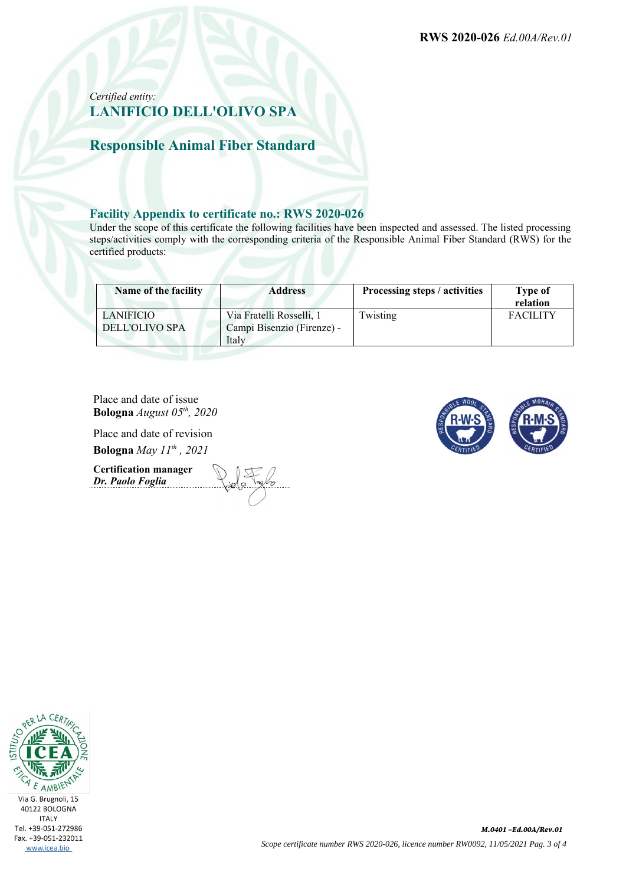*Certified entity:*

## LANIFICIO DELL'OLIVO SPA

## Responsible Animal Fiber Standard

### Facility Appendix to certificate no.: RWS 2020-026

Under the scope of this certificate the following facilities have been inspected and assessed. The listed processing steps/activities comply with the corresponding criteria of the Responsible Animal Fiber Standard (RWS) for the certified products:

| Name of the facility | Address | Processing steps / activities | Type of relation |
|---|---|---|---|
| LANIFICIO DELL'OLIVO SPA | Via Fratelli Rosselli, 1 Campi Bisenzio (Firenze) - Italy | Twisting | FACILITY |

Place and date of issue
**Bologna** *August 05th, 2020*

Place and date of revision
**Bologna** *May 11th , 2021*

**Certification manager**
***Dr. Paolo Foglia***

Via G. Brugnoli, 15
40122 BOLOGNA
ITALY
Tel. +39-051-272986
Fax. +39-051-232011
www.icea.bio

***M.0401 –Ed.00A/Rev.01***

*Scope certificate number RWS 2020-026, licence number RW0092, 11/05/2021*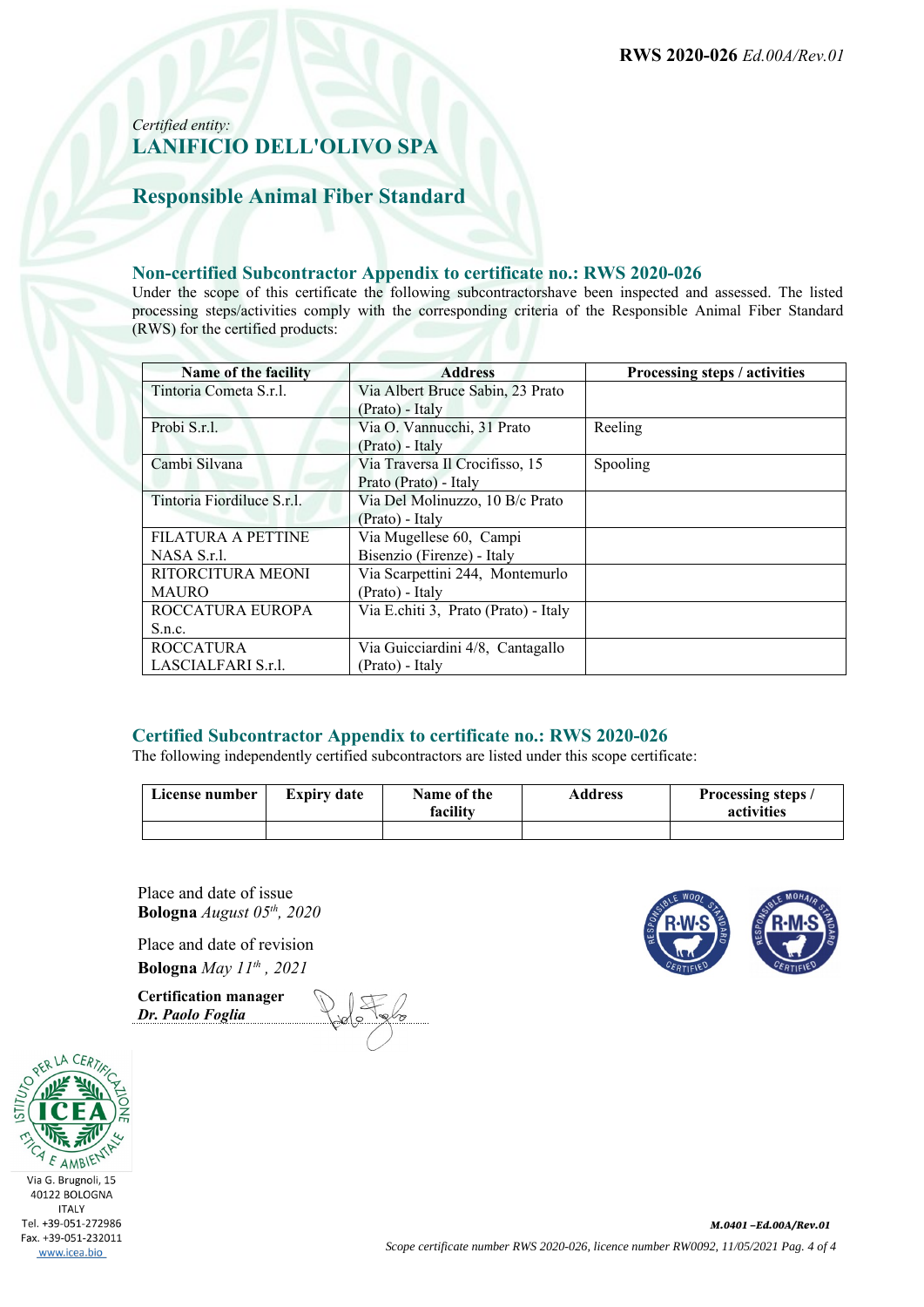*Certified entity:*
## LANIFICIO DELL'OLIVO SPA

## Responsible Animal Fiber Standard

### Non-certified Subcontractor Appendix to certificate no.: RWS 2020-026

Under the scope of this certificate the following subcontractorshave been inspected and assessed. The listed processing steps/activities comply with the corresponding criteria of the Responsible Animal Fiber Standard (RWS) for the certified products:

| Name of the facility | Address | Processing steps / activities |
|---|---|---|
| Tintoria Cometa S.r.l. | Via Albert Bruce Sabin, 23 Prato (Prato) - Italy | |
| Probi S.r.l. | Via O. Vannucchi, 31 Prato (Prato) - Italy | Reeling |
| Cambi Silvana | Via Traversa Il Crocifisso, 15 Prato (Prato) - Italy | Spooling |
| Tintoria Fiordiluce S.r.l. | Via Del Molinuzzo, 10 B/c Prato (Prato) - Italy | |
| FILATURA A PETTINE NASA S.r.l. | Via Mugellese 60, Campi Bisenzio (Firenze) - Italy | |
| RITORCITURA MEONI MAURO | Via Scarpettini 244, Montemurlo (Prato) - Italy | |
| ROCCATURA EUROPA S.n.c. | Via E.chiti 3, Prato (Prato) - Italy | |
| ROCCATURA LASCIALFARI S.r.l. | Via Guicciardini 4/8, Cantagallo (Prato) - Italy | |

### Certified Subcontractor Appendix to certificate no.: RWS 2020-026

The following independently certified subcontractors are listed under this scope certificate:

| License number | Expiry date | Name of the facility | Address | Processing steps / activities |
|---|---|---|---|---|
| | | | | |

Place and date of issue
**Bologna** *August 05th, 2020*

Place and date of revision
**Bologna** *May 11th , 2021*

**Certification manager**
***Dr. Paolo Foglia***

Via G. Brugnoli, 15
40122 BOLOGNA
ITALY
Tel. +39-051-272986
Fax. +39-051-232011
www.icea.bio

***M.0401 –Ed.00A/Rev.01***

*Scope certificate number RWS 2020-026, licence number RW0092, 11/05/2021*